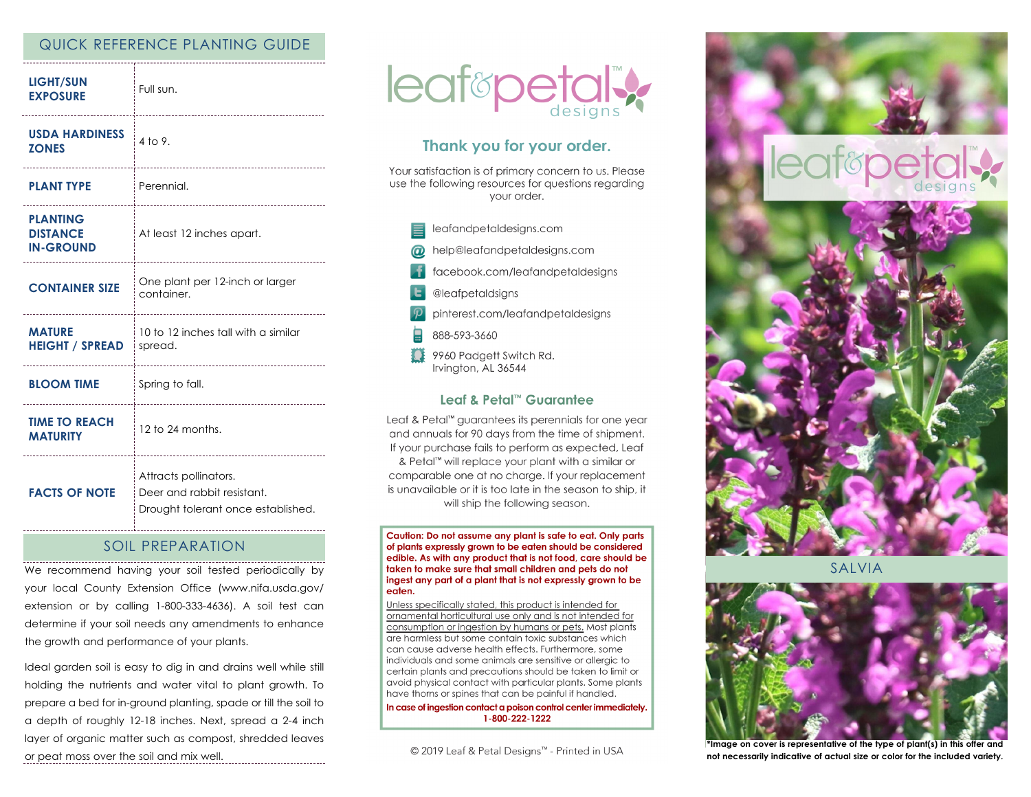## QUICK REFERENCE PLANTING GUIDE

| | |
|---|---|
| **LIGHT/SUN EXPOSURE** | Full sun. |
| **USDA HARDINESS ZONES** | 4 to 9. |
| **PLANT TYPE** | Perennial. |
| **PLANTING DISTANCE IN-GROUND** | At least 12 inches apart. |
| **CONTAINER SIZE** | One plant per 12-inch or larger container. |
| **MATURE HEIGHT / SPREAD** | 10 to 12 inches tall with a similar spread. |
| **BLOOM TIME** | Spring to fall. |
| **TIME TO REACH MATURITY** | 12 to 24 months. |
| **FACTS OF NOTE** | Attracts pollinators.<br>Deer and rabbit resistant.<br>Drought tolerant once established. |

## SOIL PREPARATION

We recommend having your soil tested periodically by your local County Extension Office (www.nifa.usda.gov/extension or by calling 1-800-333-4636). A soil test can determine if your soil needs any amendments to enhance the growth and performance of your plants.

Ideal garden soil is easy to dig in and drains well while still holding the nutrients and water vital to plant growth. To prepare a bed for in-ground planting, spade or till the soil to a depth of roughly 12-18 inches. Next, spread a 2-4 inch layer of organic matter such as compost, shredded leaves or peat moss over the soil and mix well.

leaf&petal™ designs

## Thank you for your order.

Your satisfaction is of primary concern to us. Please use the following resources for questions regarding your order.

- leafandpetaldesigns.com
- help@leafandpetaldesigns.com
- facebook.com/leafandpetaldesigns
- @leafpetaldsigns
- pinterest.com/leafandpetaldesigns
- 888-593-3660
- 9960 Padgett Switch Rd.
  Irvington, AL 36544

## Leaf & Petal™ Guarantee

Leaf & Petal™ guarantees its perennials for one year and annuals for 90 days from the time of shipment. If your purchase fails to perform as expected, Leaf & Petal™ will replace your plant with a similar or comparable one at no charge. If your replacement is unavailable or it is too late in the season to ship, it will ship the following season.

**Caution: Do not assume any plant is safe to eat. Only parts of plants expressly grown to be eaten should be considered edible. As with any product that is not food, care should be taken to make sure that small children and pets do not ingest any part of a plant that is not expressly grown to be eaten.**

Unless specifically stated, this product is intended for ornamental horticultural use only and is not intended for consumption or ingestion by humans or pets. Most plants are harmless but some contain toxic substances which can cause adverse health effects. Furthermore, some individuals and some animals are sensitive or allergic to certain plants and precautions should be taken to limit or avoid physical contact with particular plants. Some plants have thorns or spines that can be painful if handled.

**In case of ingestion contact a poison control center immediately. 1-800-222-1222**

© 2019 Leaf & Petal Designs™ - Printed in USA

leaf&petal™ designs

## SALVIA

***Image on cover is representative of the type of plant(s) in this offer and not necessarily indicative of actual size or color for the included variety.**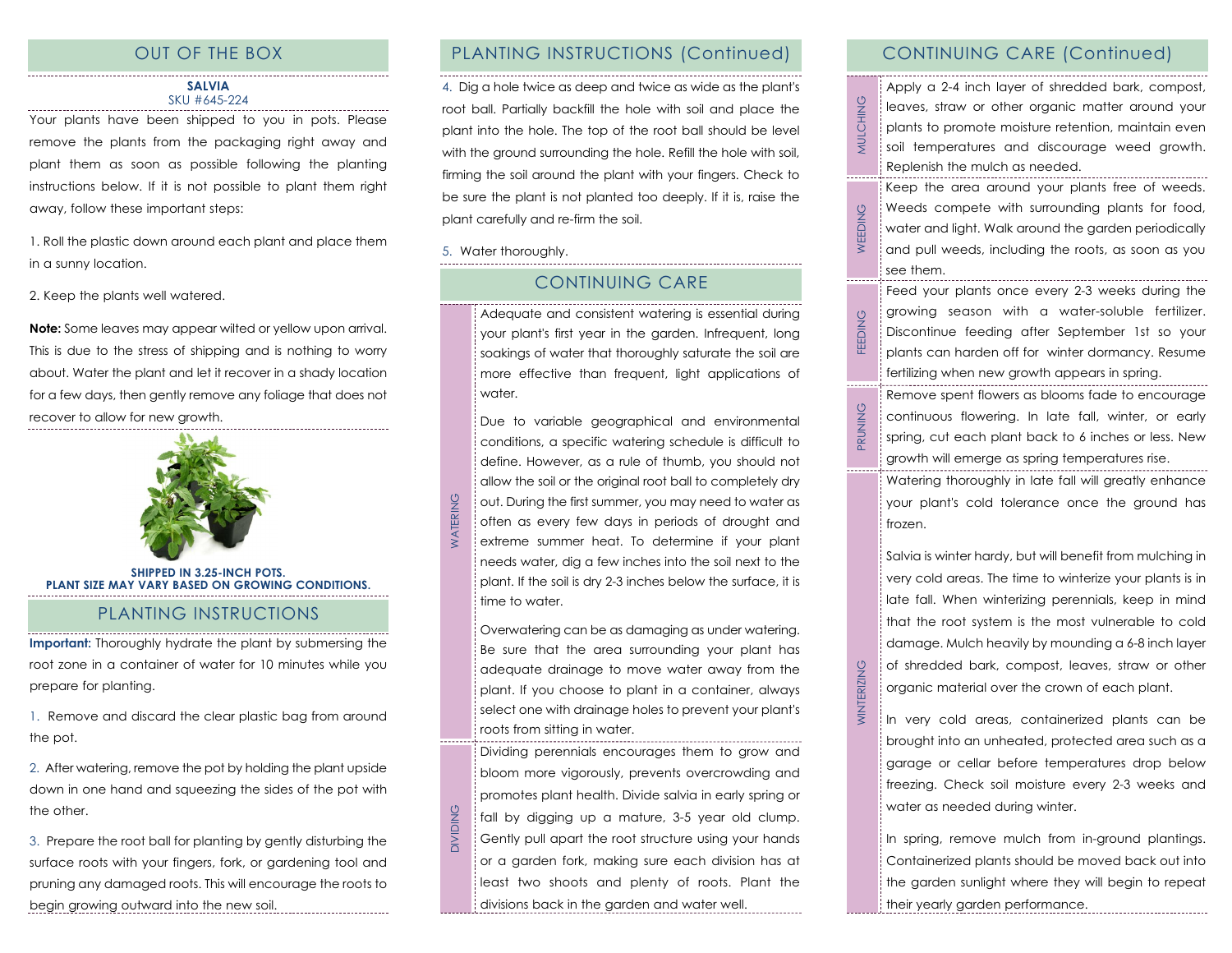## OUT OF THE BOX

**SALVIA**
SKU #645-224

Your plants have been shipped to you in pots. Please remove the plants from the packaging right away and plant them as soon as possible following the planting instructions below. If it is not possible to plant them right away, follow these important steps:

1. Roll the plastic down around each plant and place them in a sunny location.

2. Keep the plants well watered.

**Note:** Some leaves may appear wilted or yellow upon arrival. This is due to the stress of shipping and is nothing to worry about. Water the plant and let it recover in a shady location for a few days, then gently remove any foliage that does not recover to allow for new growth.

**SHIPPED IN 3.25-INCH POTS. PLANT SIZE MAY VARY BASED ON GROWING CONDITIONS.**

## PLANTING INSTRUCTIONS

**Important:** Thoroughly hydrate the plant by submersing the root zone in a container of water for 10 minutes while you prepare for planting.

1. Remove and discard the clear plastic bag from around the pot.

2. After watering, remove the pot by holding the plant upside down in one hand and squeezing the sides of the pot with the other.

3. Prepare the root ball for planting by gently disturbing the surface roots with your fingers, fork, or gardening tool and pruning any damaged roots. This will encourage the roots to begin growing outward into the new soil.

## PLANTING INSTRUCTIONS (Continued)

4. Dig a hole twice as deep and twice as wide as the plant's root ball. Partially backfill the hole with soil and place the plant into the hole. The top of the root ball should be level with the ground surrounding the hole. Refill the hole with soil, firming the soil around the plant with your fingers. Check to be sure the plant is not planted too deeply. If it is, raise the plant carefully and re-firm the soil.

5. Water thoroughly.

## CONTINUING CARE

### WATERING

Adequate and consistent watering is essential during your plant's first year in the garden. Infrequent, long soakings of water that thoroughly saturate the soil are more effective than frequent, light applications of water.

Due to variable geographical and environmental conditions, a specific watering schedule is difficult to define. However, as a rule of thumb, you should not allow the soil or the original root ball to completely dry out. During the first summer, you may need to water as often as every few days in periods of drought and extreme summer heat. To determine if your plant needs water, dig a few inches into the soil next to the plant. If the soil is dry 2-3 inches below the surface, it is time to water.

Overwatering can be as damaging as under watering. Be sure that the area surrounding your plant has adequate drainage to move water away from the plant. If you choose to plant in a container, always select one with drainage holes to prevent your plant's roots from sitting in water.

### DIVIDING

Dividing perennials encourages them to grow and bloom more vigorously, prevents overcrowding and promotes plant health. Divide salvia in early spring or fall by digging up a mature, 3-5 year old clump. Gently pull apart the root structure using your hands or a garden fork, making sure each division has at least two shoots and plenty of roots. Plant the divisions back in the garden and water well.

## CONTINUING CARE (Continued)

### MULCHING

Apply a 2-4 inch layer of shredded bark, compost, leaves, straw or other organic matter around your plants to promote moisture retention, maintain even soil temperatures and discourage weed growth. Replenish the mulch as needed.

### WEEDING

Keep the area around your plants free of weeds. Weeds compete with surrounding plants for food, water and light. Walk around the garden periodically and pull weeds, including the roots, as soon as you see them.

### FEEDING

Feed your plants once every 2-3 weeks during the growing season with a water-soluble fertilizer. Discontinue feeding after September 1st so your plants can harden off for winter dormancy. Resume fertilizing when new growth appears in spring.

### PRUNING

Remove spent flowers as blooms fade to encourage continuous flowering. In late fall, winter, or early spring, cut each plant back to 6 inches or less. New growth will emerge as spring temperatures rise.

### WINTERIZING

Watering thoroughly in late fall will greatly enhance your plant's cold tolerance once the ground has frozen.

Salvia is winter hardy, but will benefit from mulching in very cold areas. The time to winterize your plants is in late fall. When winterizing perennials, keep in mind that the root system is the most vulnerable to cold damage. Mulch heavily by mounding a 6-8 inch layer of shredded bark, compost, leaves, straw or other organic material over the crown of each plant.

In very cold areas, containerized plants can be brought into an unheated, protected area such as a garage or cellar before temperatures drop below freezing. Check soil moisture every 2-3 weeks and water as needed during winter.

In spring, remove mulch from in-ground plantings. Containerized plants should be moved back out into the garden sunlight where they will begin to repeat their yearly garden performance.